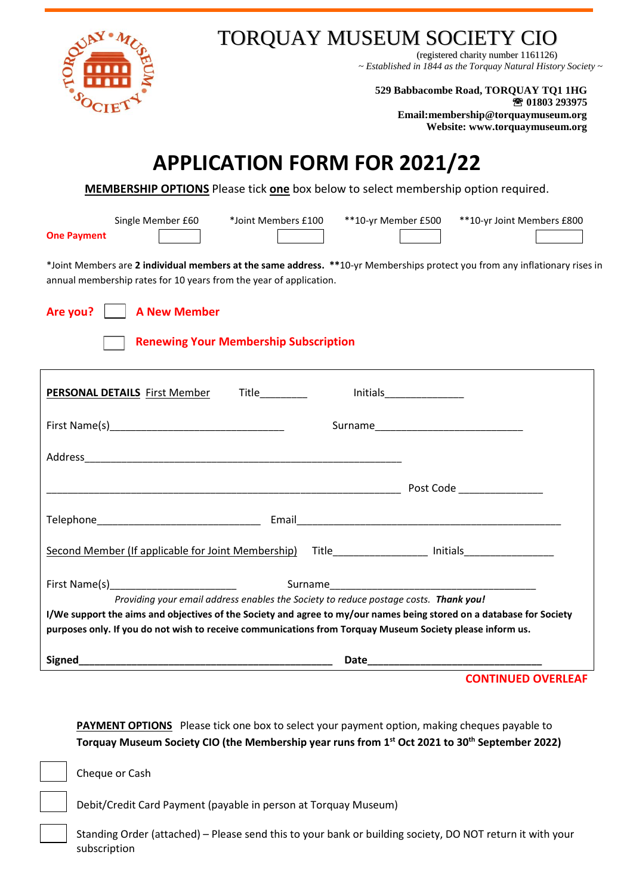# TORQUAY MUSEUM SOCIETY CIO

(registered charity number 1161126)

*~ Established in 1844 as the Torquay Natural History Society ~*

**529 Babbacombe Road, TORQUAY TQ1 1HG**
**☎ 01803 293975**
**Email:membership@torquaymuseum.org**
**Website: www.torquaymuseum.org**

# APPLICATION FORM FOR 2021/22

**MEMBERSHIP OPTIONS** Please tick **one** box below to select membership option required.

| | Single Member £60 | *Joint Members £100 | **10-yr Member £500 | **10-yr Joint Members £800 |
|---|---|---|---|---|
| **One Payment** | ☐ | ☐ | ☐ | ☐ |

*Joint Members are **2 individual members at the same address.** **10-yr Memberships protect you from any inflationary rises in annual membership rates for 10 years from the year of application.

**Are you?** ☐ **A New Member**

☐ **Renewing Your Membership Subscription**

**PERSONAL DETAILS** First Member Title________ Initials______________

First Name(s)______________________________ Surname__________________________

Address_________________________________________________________

_______________________________________________________________ Post Code ______________

Telephone____________________________ Email______________________________________________

Second Member (If applicable for Joint Membership) Title________________ Initials________________

First Name(s)______________________ Surname____________________________________

*Providing your email address enables the Society to reduce postage costs.* ***Thank you!***

**I/We support the aims and objectives of the Society and agree to my/our names being stored on a database for Society purposes only. If you do not wish to receive communications from Torquay Museum Society please inform us.**

**Signed**______________________________________________ **Date**______________________________

**CONTINUED OVERLEAF**

**PAYMENT OPTIONS** Please tick one box to select your payment option, making cheques payable to **Torquay Museum Society CIO (the Membership year runs from 1st Oct 2021 to 30th September 2022)**

☐ Cheque or Cash

☐ Debit/Credit Card Payment (payable in person at Torquay Museum)

☐ Standing Order (attached) – Please send this to your bank or building society, DO NOT return it with your subscription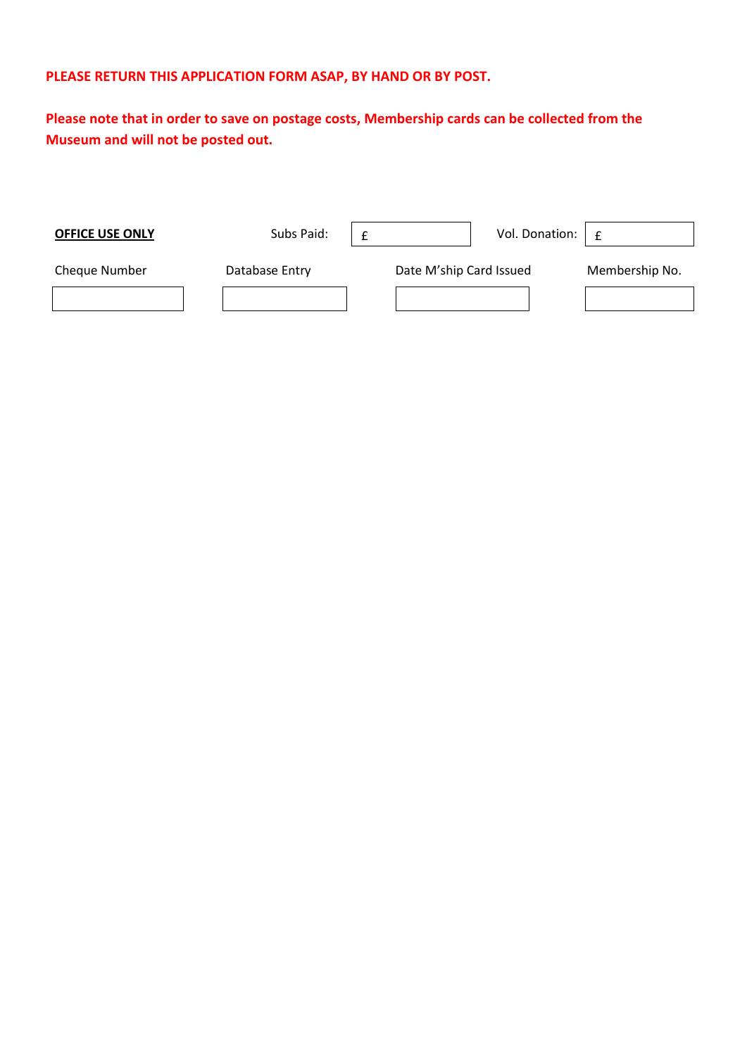**PLEASE RETURN THIS APPLICATION FORM ASAP, BY HAND OR BY POST.**

**Please note that in order to save on postage costs, Membership cards can be collected from the Museum and will not be posted out.**

| **OFFICE USE ONLY** | Subs Paid: | £ | Vol. Donation: | £ |
|---|---|---|---|---|

| Cheque Number | Database Entry | Date M'ship Card Issued | Membership No. |
|---|---|---|---|
| | | | |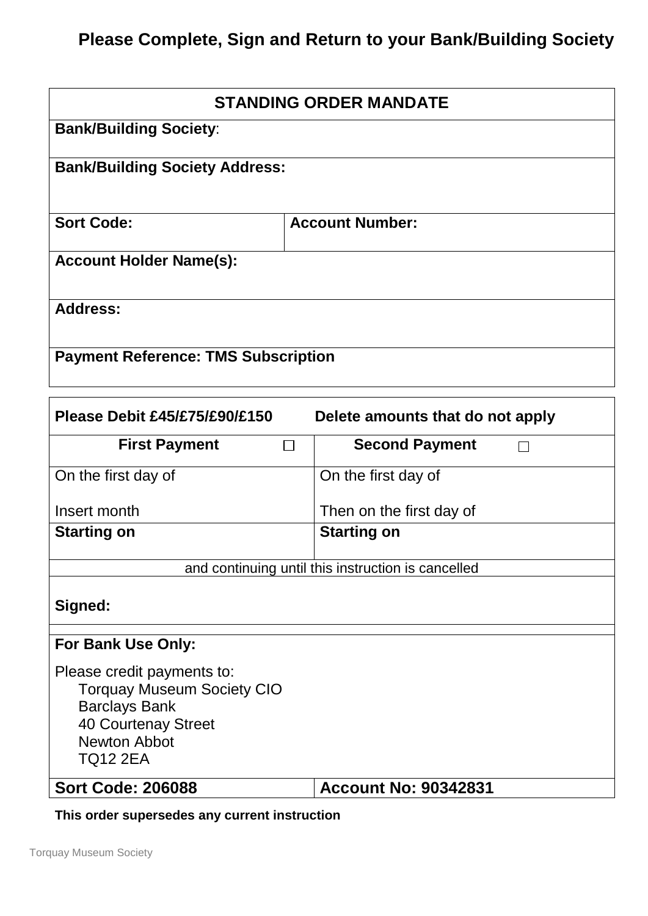## Please Complete, Sign and Return to your Bank/Building Society

| STANDING ORDER MANDATE | |
|---|---|
| **Bank/Building Society**: | |
| **Bank/Building Society Address:** | |
| **Sort Code:** | **Account Number:** |
| **Account Holder Name(s):** | |
| **Address:** | |
| **Payment Reference: TMS Subscription** | |

| **Please Debit £45/£75/£90/£150** | **Delete amounts that do not apply** |
|---|---|
| **First Payment** ☐ | **Second Payment** ☐ |
| On the first day of<br><br>Insert month | On the first day of<br><br>Then on the first day of |
| **Starting on** | **Starting on** |
| and continuing until this instruction is cancelled | |
| **Signed:** | |
| **For Bank Use Only:**<br><br>Please credit payments to:<br>Torquay Museum Society CIO<br>Barclays Bank<br>40 Courtenay Street<br>Newton Abbot<br>TQ12 2EA | |
| **Sort Code: 206088** | **Account No: 90342831** |

**This order supersedes any current instruction**